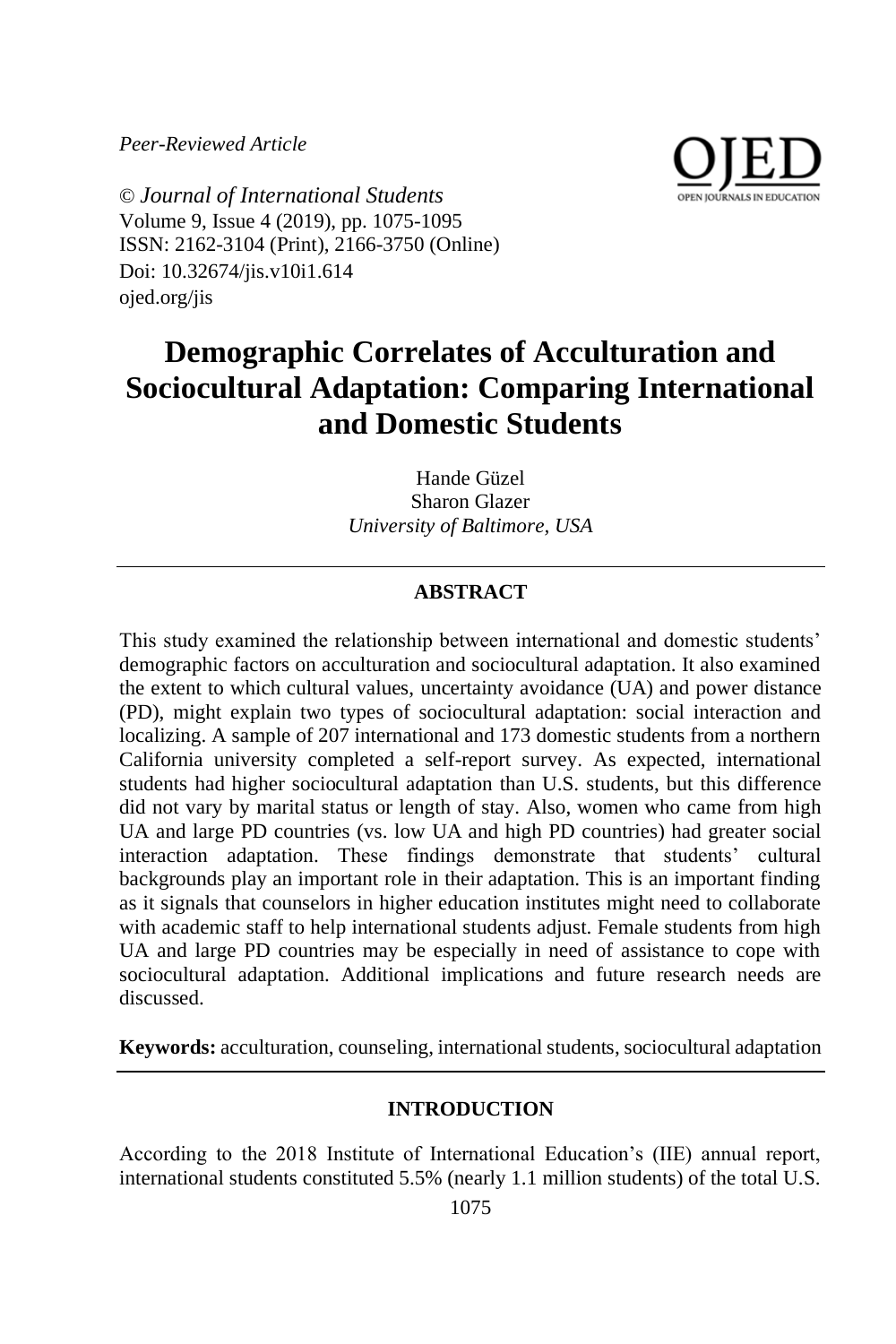*Peer-Reviewed Article*

© *Journal of International Students*
Volume 9, Issue 4 (2019), pp. 1075-1095
ISSN: 2162-3104 (Print), 2166-3750 (Online)
Doi: 10.32674/jis.v10i1.614
ojed.org/jis

# Demographic Correlates of Acculturation and Sociocultural Adaptation: Comparing International and Domestic Students

Hande Güzel
Sharon Glazer
*University of Baltimore, USA*

## ABSTRACT

This study examined the relationship between international and domestic students' demographic factors on acculturation and sociocultural adaptation. It also examined the extent to which cultural values, uncertainty avoidance (UA) and power distance (PD), might explain two types of sociocultural adaptation: social interaction and localizing. A sample of 207 international and 173 domestic students from a northern California university completed a self-report survey. As expected, international students had higher sociocultural adaptation than U.S. students, but this difference did not vary by marital status or length of stay. Also, women who came from high UA and large PD countries (vs. low UA and high PD countries) had greater social interaction adaptation. These findings demonstrate that students' cultural backgrounds play an important role in their adaptation. This is an important finding as it signals that counselors in higher education institutes might need to collaborate with academic staff to help international students adjust. Female students from high UA and large PD countries may be especially in need of assistance to cope with sociocultural adaptation. Additional implications and future research needs are discussed.

**Keywords:** acculturation, counseling, international students, sociocultural adaptation

## INTRODUCTION

According to the 2018 Institute of International Education's (IIE) annual report, international students constituted 5.5% (nearly 1.1 million students) of the total U.S.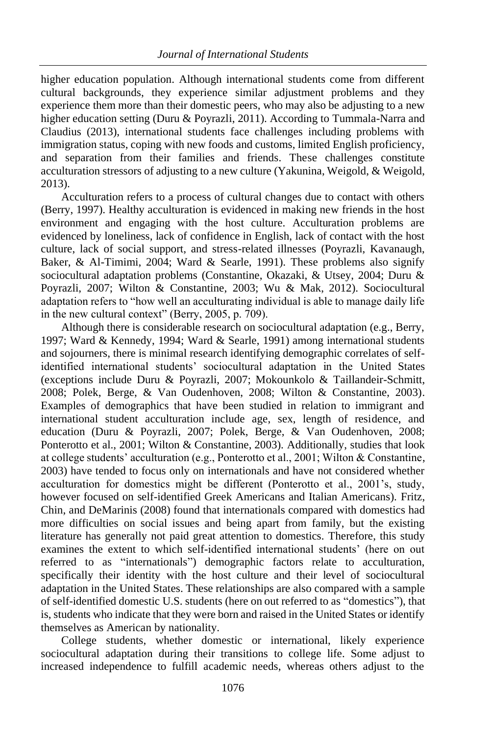higher education population. Although international students come from different cultural backgrounds, they experience similar adjustment problems and they experience them more than their domestic peers, who may also be adjusting to a new higher education setting (Duru & Poyrazli, 2011). According to Tummala-Narra and Claudius (2013), international students face challenges including problems with immigration status, coping with new foods and customs, limited English proficiency, and separation from their families and friends. These challenges constitute acculturation stressors of adjusting to a new culture (Yakunina, Weigold, & Weigold, 2013).

Acculturation refers to a process of cultural changes due to contact with others (Berry, 1997). Healthy acculturation is evidenced in making new friends in the host environment and engaging with the host culture. Acculturation problems are evidenced by loneliness, lack of confidence in English, lack of contact with the host culture, lack of social support, and stress-related illnesses (Poyrazli, Kavanaugh, Baker, & Al-Timimi, 2004; Ward & Searle, 1991). These problems also signify sociocultural adaptation problems (Constantine, Okazaki, & Utsey, 2004; Duru & Poyrazli, 2007; Wilton & Constantine, 2003; Wu & Mak, 2012). Sociocultural adaptation refers to "how well an acculturating individual is able to manage daily life in the new cultural context" (Berry, 2005, p. 709).

Although there is considerable research on sociocultural adaptation (e.g., Berry, 1997; Ward & Kennedy, 1994; Ward & Searle, 1991) among international students and sojourners, there is minimal research identifying demographic correlates of self-identified international students' sociocultural adaptation in the United States (exceptions include Duru & Poyrazli, 2007; Mokounkolo & Taillandeir-Schmitt, 2008; Polek, Berge, & Van Oudenhoven, 2008; Wilton & Constantine, 2003). Examples of demographics that have been studied in relation to immigrant and international student acculturation include age, sex, length of residence, and education (Duru & Poyrazli, 2007; Polek, Berge, & Van Oudenhoven, 2008; Ponterotto et al., 2001; Wilton & Constantine, 2003). Additionally, studies that look at college students' acculturation (e.g., Ponterotto et al., 2001; Wilton & Constantine, 2003) have tended to focus only on internationals and have not considered whether acculturation for domestics might be different (Ponterotto et al., 2001's, study, however focused on self-identified Greek Americans and Italian Americans). Fritz, Chin, and DeMarinis (2008) found that internationals compared with domestics had more difficulties on social issues and being apart from family, but the existing literature has generally not paid great attention to domestics. Therefore, this study examines the extent to which self-identified international students' (here on out referred to as "internationals") demographic factors relate to acculturation, specifically their identity with the host culture and their level of sociocultural adaptation in the United States. These relationships are also compared with a sample of self-identified domestic U.S. students (here on out referred to as "domestics"), that is, students who indicate that they were born and raised in the United States or identify themselves as American by nationality.

College students, whether domestic or international, likely experience sociocultural adaptation during their transitions to college life. Some adjust to increased independence to fulfill academic needs, whereas others adjust to the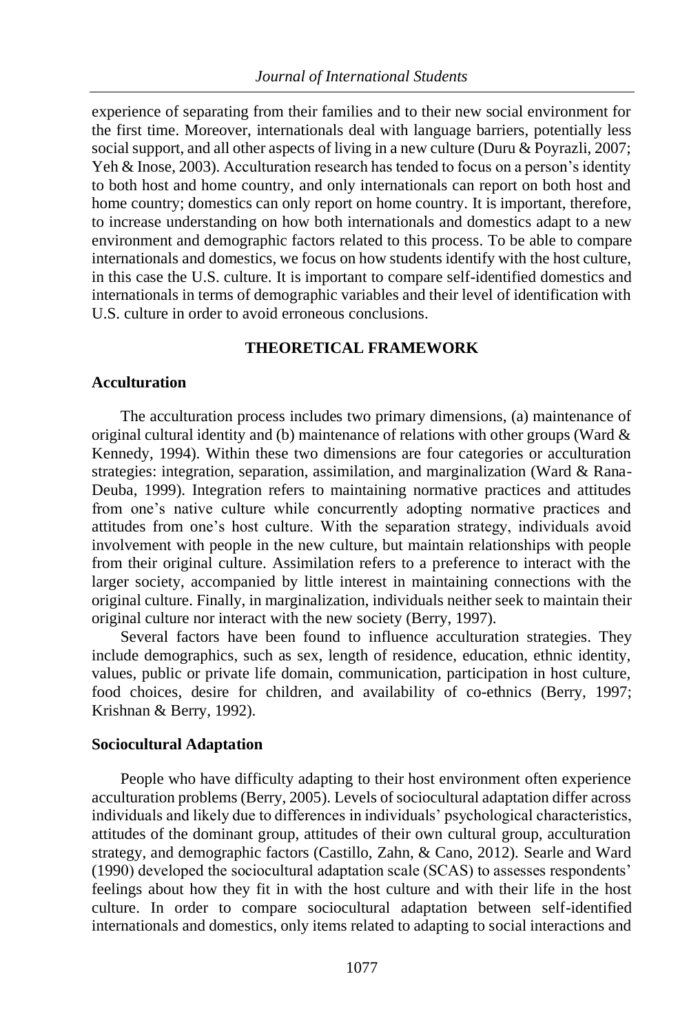experience of separating from their families and to their new social environment for the first time. Moreover, internationals deal with language barriers, potentially less social support, and all other aspects of living in a new culture (Duru & Poyrazli, 2007; Yeh & Inose, 2003). Acculturation research has tended to focus on a person's identity to both host and home country, and only internationals can report on both host and home country; domestics can only report on home country. It is important, therefore, to increase understanding on how both internationals and domestics adapt to a new environment and demographic factors related to this process. To be able to compare internationals and domestics, we focus on how students identify with the host culture, in this case the U.S. culture. It is important to compare self-identified domestics and internationals in terms of demographic variables and their level of identification with U.S. culture in order to avoid erroneous conclusions.

## THEORETICAL FRAMEWORK

### Acculturation

The acculturation process includes two primary dimensions, (a) maintenance of original cultural identity and (b) maintenance of relations with other groups (Ward & Kennedy, 1994). Within these two dimensions are four categories or acculturation strategies: integration, separation, assimilation, and marginalization (Ward & Rana-Deuba, 1999). Integration refers to maintaining normative practices and attitudes from one's native culture while concurrently adopting normative practices and attitudes from one's host culture. With the separation strategy, individuals avoid involvement with people in the new culture, but maintain relationships with people from their original culture. Assimilation refers to a preference to interact with the larger society, accompanied by little interest in maintaining connections with the original culture. Finally, in marginalization, individuals neither seek to maintain their original culture nor interact with the new society (Berry, 1997).

Several factors have been found to influence acculturation strategies. They include demographics, such as sex, length of residence, education, ethnic identity, values, public or private life domain, communication, participation in host culture, food choices, desire for children, and availability of co-ethnics (Berry, 1997; Krishnan & Berry, 1992).

### Sociocultural Adaptation

People who have difficulty adapting to their host environment often experience acculturation problems (Berry, 2005). Levels of sociocultural adaptation differ across individuals and likely due to differences in individuals' psychological characteristics, attitudes of the dominant group, attitudes of their own cultural group, acculturation strategy, and demographic factors (Castillo, Zahn, & Cano, 2012). Searle and Ward (1990) developed the sociocultural adaptation scale (SCAS) to assesses respondents' feelings about how they fit in with the host culture and with their life in the host culture. In order to compare sociocultural adaptation between self-identified internationals and domestics, only items related to adapting to social interactions and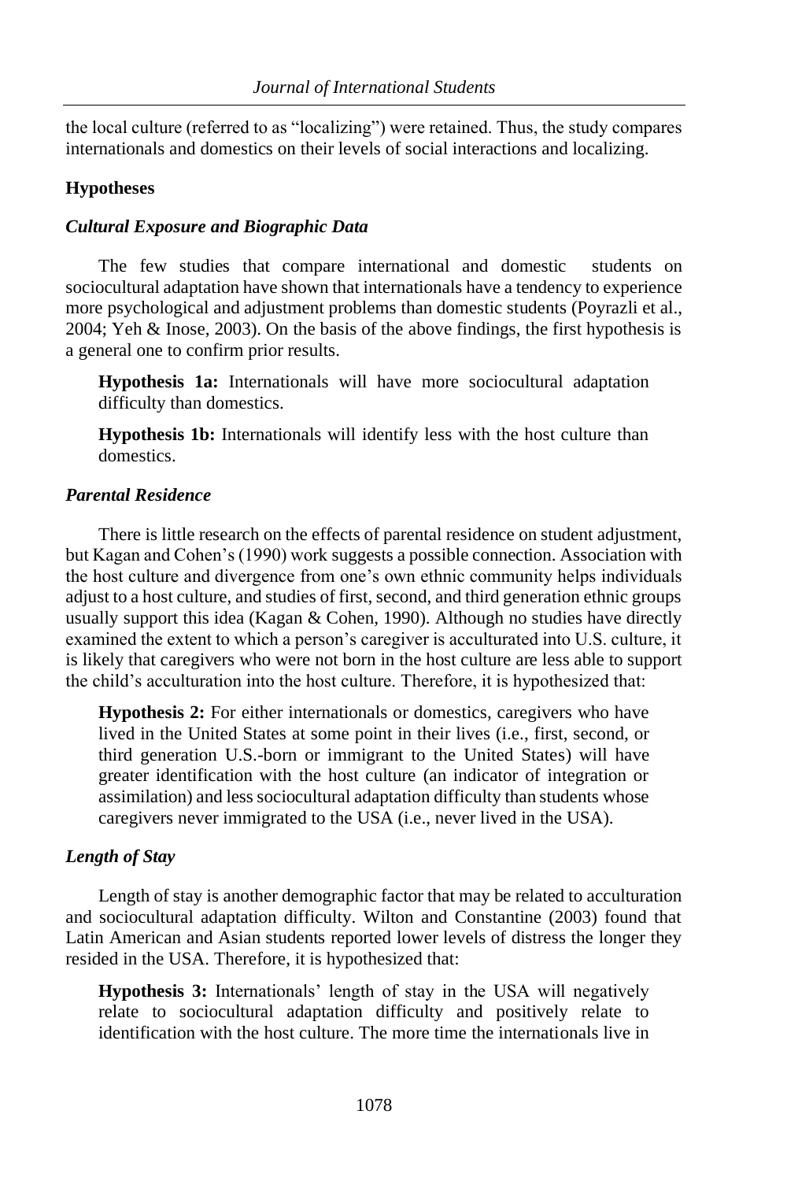the local culture (referred to as "localizing") were retained. Thus, the study compares internationals and domestics on their levels of social interactions and localizing.

### Hypotheses

#### *Cultural Exposure and Biographic Data*

The few studies that compare international and domestic students on sociocultural adaptation have shown that internationals have a tendency to experience more psychological and adjustment problems than domestic students (Poyrazli et al., 2004; Yeh & Inose, 2003). On the basis of the above findings, the first hypothesis is a general one to confirm prior results.

**Hypothesis 1a:** Internationals will have more sociocultural adaptation difficulty than domestics.

**Hypothesis 1b:** Internationals will identify less with the host culture than domestics.

#### *Parental Residence*

There is little research on the effects of parental residence on student adjustment, but Kagan and Cohen's (1990) work suggests a possible connection. Association with the host culture and divergence from one's own ethnic community helps individuals adjust to a host culture, and studies of first, second, and third generation ethnic groups usually support this idea (Kagan & Cohen, 1990). Although no studies have directly examined the extent to which a person's caregiver is acculturated into U.S. culture, it is likely that caregivers who were not born in the host culture are less able to support the child's acculturation into the host culture. Therefore, it is hypothesized that:

**Hypothesis 2:** For either internationals or domestics, caregivers who have lived in the United States at some point in their lives (i.e., first, second, or third generation U.S.-born or immigrant to the United States) will have greater identification with the host culture (an indicator of integration or assimilation) and less sociocultural adaptation difficulty than students whose caregivers never immigrated to the USA (i.e., never lived in the USA).

#### *Length of Stay*

Length of stay is another demographic factor that may be related to acculturation and sociocultural adaptation difficulty. Wilton and Constantine (2003) found that Latin American and Asian students reported lower levels of distress the longer they resided in the USA. Therefore, it is hypothesized that:

**Hypothesis 3:** Internationals' length of stay in the USA will negatively relate to sociocultural adaptation difficulty and positively relate to identification with the host culture. The more time the internationals live in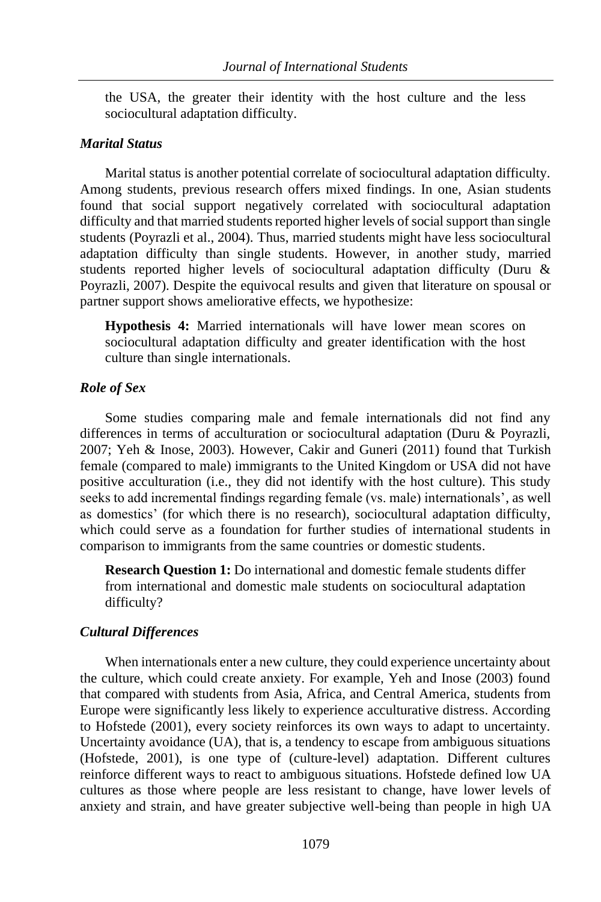the USA, the greater their identity with the host culture and the less sociocultural adaptation difficulty.

### *Marital Status*

Marital status is another potential correlate of sociocultural adaptation difficulty. Among students, previous research offers mixed findings. In one, Asian students found that social support negatively correlated with sociocultural adaptation difficulty and that married students reported higher levels of social support than single students (Poyrazli et al., 2004). Thus, married students might have less sociocultural adaptation difficulty than single students. However, in another study, married students reported higher levels of sociocultural adaptation difficulty (Duru & Poyrazli, 2007). Despite the equivocal results and given that literature on spousal or partner support shows ameliorative effects, we hypothesize:

> **Hypothesis 4:** Married internationals will have lower mean scores on sociocultural adaptation difficulty and greater identification with the host culture than single internationals.

### *Role of Sex*

Some studies comparing male and female internationals did not find any differences in terms of acculturation or sociocultural adaptation (Duru & Poyrazli, 2007; Yeh & Inose, 2003). However, Cakir and Guneri (2011) found that Turkish female (compared to male) immigrants to the United Kingdom or USA did not have positive acculturation (i.e., they did not identify with the host culture). This study seeks to add incremental findings regarding female (vs. male) internationals', as well as domestics' (for which there is no research), sociocultural adaptation difficulty, which could serve as a foundation for further studies of international students in comparison to immigrants from the same countries or domestic students.

> **Research Question 1:** Do international and domestic female students differ from international and domestic male students on sociocultural adaptation difficulty?

### *Cultural Differences*

When internationals enter a new culture, they could experience uncertainty about the culture, which could create anxiety. For example, Yeh and Inose (2003) found that compared with students from Asia, Africa, and Central America, students from Europe were significantly less likely to experience acculturative distress. According to Hofstede (2001), every society reinforces its own ways to adapt to uncertainty. Uncertainty avoidance (UA), that is, a tendency to escape from ambiguous situations (Hofstede, 2001), is one type of (culture-level) adaptation. Different cultures reinforce different ways to react to ambiguous situations. Hofstede defined low UA cultures as those where people are less resistant to change, have lower levels of anxiety and strain, and have greater subjective well-being than people in high UA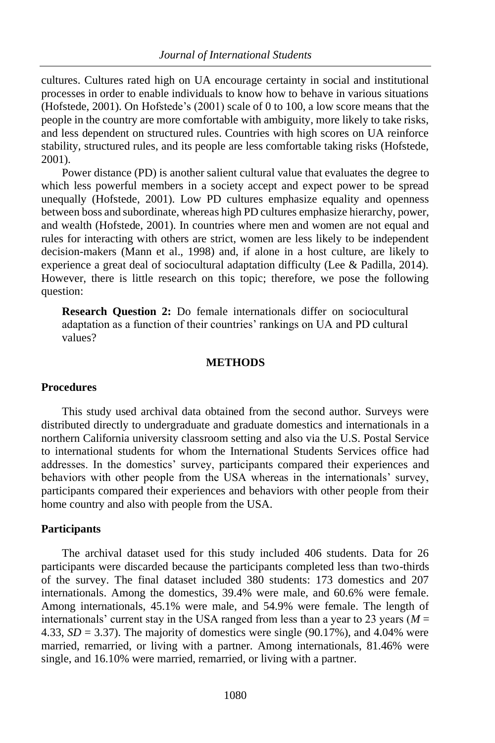cultures. Cultures rated high on UA encourage certainty in social and institutional processes in order to enable individuals to know how to behave in various situations (Hofstede, 2001). On Hofstede's (2001) scale of 0 to 100, a low score means that the people in the country are more comfortable with ambiguity, more likely to take risks, and less dependent on structured rules. Countries with high scores on UA reinforce stability, structured rules, and its people are less comfortable taking risks (Hofstede, 2001).

Power distance (PD) is another salient cultural value that evaluates the degree to which less powerful members in a society accept and expect power to be spread unequally (Hofstede, 2001). Low PD cultures emphasize equality and openness between boss and subordinate, whereas high PD cultures emphasize hierarchy, power, and wealth (Hofstede, 2001). In countries where men and women are not equal and rules for interacting with others are strict, women are less likely to be independent decision-makers (Mann et al., 1998) and, if alone in a host culture, are likely to experience a great deal of sociocultural adaptation difficulty (Lee & Padilla, 2014). However, there is little research on this topic; therefore, we pose the following question:

> **Research Question 2:** Do female internationals differ on sociocultural adaptation as a function of their countries' rankings on UA and PD cultural values?

## METHODS

### Procedures

This study used archival data obtained from the second author. Surveys were distributed directly to undergraduate and graduate domestics and internationals in a northern California university classroom setting and also via the U.S. Postal Service to international students for whom the International Students Services office had addresses. In the domestics' survey, participants compared their experiences and behaviors with other people from the USA whereas in the internationals' survey, participants compared their experiences and behaviors with other people from their home country and also with people from the USA.

### Participants

The archival dataset used for this study included 406 students. Data for 26 participants were discarded because the participants completed less than two-thirds of the survey. The final dataset included 380 students: 173 domestics and 207 internationals. Among the domestics, 39.4% were male, and 60.6% were female. Among internationals, 45.1% were male, and 54.9% were female. The length of internationals' current stay in the USA ranged from less than a year to 23 years ($M$ = 4.33, $SD$ = 3.37). The majority of domestics were single (90.17%), and 4.04% were married, remarried, or living with a partner. Among internationals, 81.46% were single, and 16.10% were married, remarried, or living with a partner.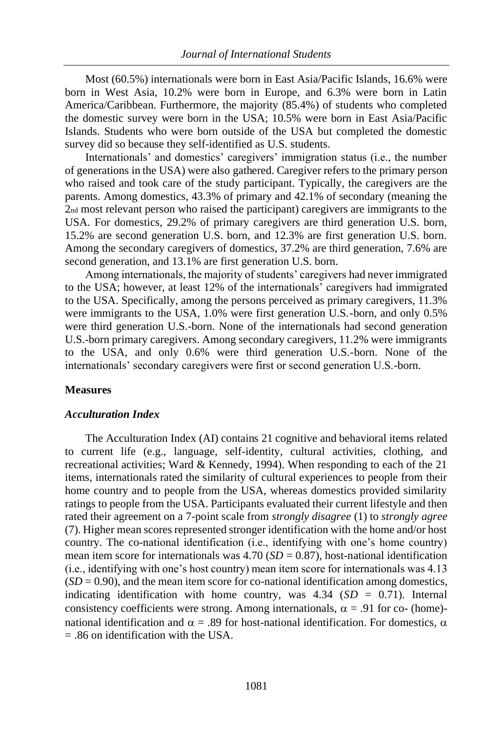Most (60.5%) internationals were born in East Asia/Pacific Islands, 16.6% were born in West Asia, 10.2% were born in Europe, and 6.3% were born in Latin America/Caribbean. Furthermore, the majority (85.4%) of students who completed the domestic survey were born in the USA; 10.5% were born in East Asia/Pacific Islands. Students who were born outside of the USA but completed the domestic survey did so because they self-identified as U.S. students.

Internationals' and domestics' caregivers' immigration status (i.e., the number of generations in the USA) were also gathered. Caregiver refers to the primary person who raised and took care of the study participant. Typically, the caregivers are the parents. Among domestics, 43.3% of primary and 42.1% of secondary (meaning the 2nd most relevant person who raised the participant) caregivers are immigrants to the USA. For domestics, 29.2% of primary caregivers are third generation U.S. born, 15.2% are second generation U.S. born, and 12.3% are first generation U.S. born. Among the secondary caregivers of domestics, 37.2% are third generation, 7.6% are second generation, and 13.1% are first generation U.S. born.

Among internationals, the majority of students' caregivers had never immigrated to the USA; however, at least 12% of the internationals' caregivers had immigrated to the USA. Specifically, among the persons perceived as primary caregivers, 11.3% were immigrants to the USA, 1.0% were first generation U.S.-born, and only 0.5% were third generation U.S.-born. None of the internationals had second generation U.S.-born primary caregivers. Among secondary caregivers, 11.2% were immigrants to the USA, and only 0.6% were third generation U.S.-born. None of the internationals' secondary caregivers were first or second generation U.S.-born.

## Measures

### *Acculturation Index*

The Acculturation Index (AI) contains 21 cognitive and behavioral items related to current life (e.g., language, self-identity, cultural activities, clothing, and recreational activities; Ward & Kennedy, 1994). When responding to each of the 21 items, internationals rated the similarity of cultural experiences to people from their home country and to people from the USA, whereas domestics provided similarity ratings to people from the USA. Participants evaluated their current lifestyle and then rated their agreement on a 7-point scale from *strongly disagree* (1) to *strongly agree* (7). Higher mean scores represented stronger identification with the home and/or host country. The co-national identification (i.e., identifying with one's home country) mean item score for internationals was 4.70 ($SD = 0.87$), host-national identification (i.e., identifying with one's host country) mean item score for internationals was 4.13 ($SD = 0.90$), and the mean item score for co-national identification among domestics, indicating identification with home country, was 4.34 ($SD = 0.71$). Internal consistency coefficients were strong. Among internationals, $\alpha = .91$ for co- (home)-national identification and $\alpha = .89$ for host-national identification. For domestics, $\alpha = .86$ on identification with the USA.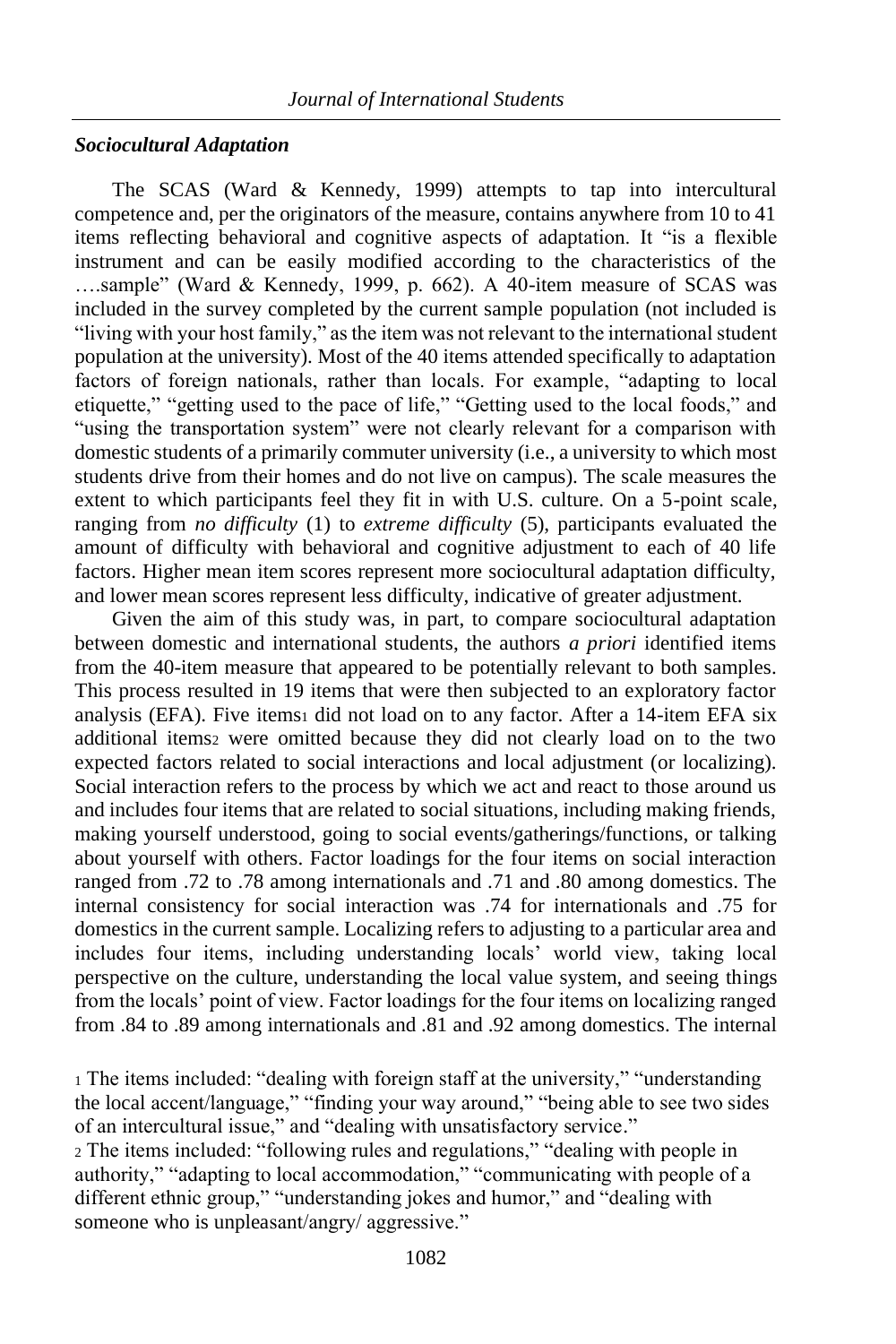### *Sociocultural Adaptation*

The SCAS (Ward & Kennedy, 1999) attempts to tap into intercultural competence and, per the originators of the measure, contains anywhere from 10 to 41 items reflecting behavioral and cognitive aspects of adaptation. It "is a flexible instrument and can be easily modified according to the characteristics of the ….sample" (Ward & Kennedy, 1999, p. 662). A 40-item measure of SCAS was included in the survey completed by the current sample population (not included is "living with your host family," as the item was not relevant to the international student population at the university). Most of the 40 items attended specifically to adaptation factors of foreign nationals, rather than locals. For example, "adapting to local etiquette," "getting used to the pace of life," "Getting used to the local foods," and "using the transportation system" were not clearly relevant for a comparison with domestic students of a primarily commuter university (i.e., a university to which most students drive from their homes and do not live on campus). The scale measures the extent to which participants feel they fit in with U.S. culture. On a 5-point scale, ranging from *no difficulty* (1) to *extreme difficulty* (5), participants evaluated the amount of difficulty with behavioral and cognitive adjustment to each of 40 life factors. Higher mean item scores represent more sociocultural adaptation difficulty, and lower mean scores represent less difficulty, indicative of greater adjustment.

Given the aim of this study was, in part, to compare sociocultural adaptation between domestic and international students, the authors *a priori* identified items from the 40-item measure that appeared to be potentially relevant to both samples. This process resulted in 19 items that were then subjected to an exploratory factor analysis (EFA). Five items[1] did not load on to any factor. After a 14-item EFA six additional items[2] were omitted because they did not clearly load on to the two expected factors related to social interactions and local adjustment (or localizing). Social interaction refers to the process by which we act and react to those around us and includes four items that are related to social situations, including making friends, making yourself understood, going to social events/gatherings/functions, or talking about yourself with others. Factor loadings for the four items on social interaction ranged from .72 to .78 among internationals and .71 and .80 among domestics. The internal consistency for social interaction was .74 for internationals and .75 for domestics in the current sample. Localizing refers to adjusting to a particular area and includes four items, including understanding locals' world view, taking local perspective on the culture, understanding the local value system, and seeing things from the locals' point of view. Factor loadings for the four items on localizing ranged from .84 to .89 among internationals and .81 and .92 among domestics. The internal

[1] The items included: "dealing with foreign staff at the university," "understanding the local accent/language," "finding your way around," "being able to see two sides of an intercultural issue," and "dealing with unsatisfactory service."

[2] The items included: "following rules and regulations," "dealing with people in authority," "adapting to local accommodation," "communicating with people of a different ethnic group," "understanding jokes and humor," and "dealing with someone who is unpleasant/angry/ aggressive."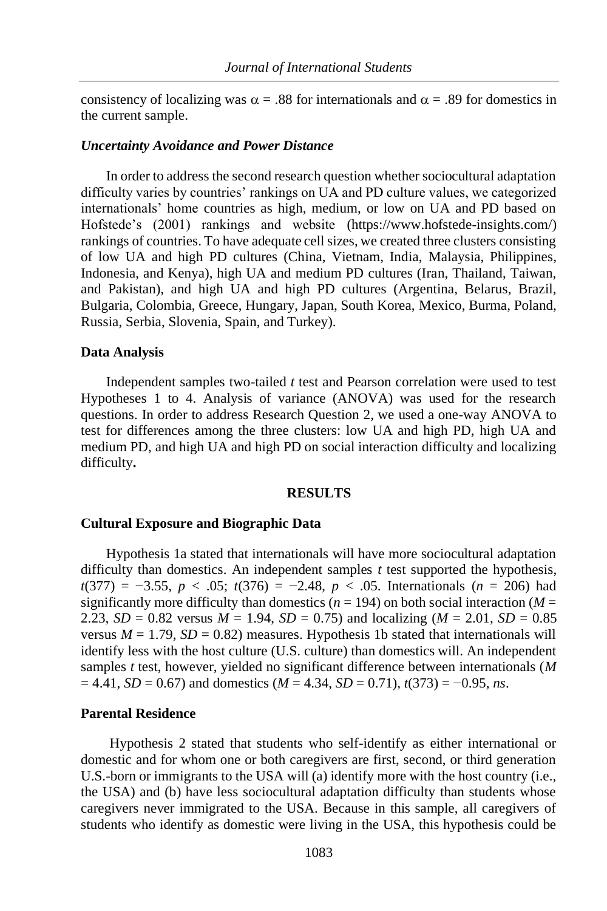consistency of localizing was $\alpha = .88$ for internationals and $\alpha = .89$ for domestics in the current sample.

### *Uncertainty Avoidance and Power Distance*

In order to address the second research question whether sociocultural adaptation difficulty varies by countries' rankings on UA and PD culture values, we categorized internationals' home countries as high, medium, or low on UA and PD based on Hofstede's (2001) rankings and website (https://www.hofstede-insights.com/) rankings of countries. To have adequate cell sizes, we created three clusters consisting of low UA and high PD cultures (China, Vietnam, India, Malaysia, Philippines, Indonesia, and Kenya), high UA and medium PD cultures (Iran, Thailand, Taiwan, and Pakistan), and high UA and high PD cultures (Argentina, Belarus, Brazil, Bulgaria, Colombia, Greece, Hungary, Japan, South Korea, Mexico, Burma, Poland, Russia, Serbia, Slovenia, Spain, and Turkey).

### Data Analysis

Independent samples two-tailed *t* test and Pearson correlation were used to test Hypotheses 1 to 4. Analysis of variance (ANOVA) was used for the research questions. In order to address Research Question 2, we used a one-way ANOVA to test for differences among the three clusters: low UA and high PD, high UA and medium PD, and high UA and high PD on social interaction difficulty and localizing difficulty**.**

## RESULTS

### Cultural Exposure and Biographic Data

Hypothesis 1a stated that internationals will have more sociocultural adaptation difficulty than domestics. An independent samples *t* test supported the hypothesis, $t(377) = -3.55$, $p < .05$; $t(376) = -2.48$, $p < .05$. Internationals ($n = 206$) had significantly more difficulty than domestics ($n = 194$) on both social interaction ($M = 2.23$, $SD = 0.82$ versus $M = 1.94$, $SD = 0.75$) and localizing ($M = 2.01$, $SD = 0.85$ versus $M = 1.79$, $SD = 0.82$) measures. Hypothesis 1b stated that internationals will identify less with the host culture (U.S. culture) than domestics will. An independent samples *t* test, however, yielded no significant difference between internationals ($M = 4.41$, $SD = 0.67$) and domestics ($M = 4.34$, $SD = 0.71$), $t(373) = -0.95$, *ns*.

### Parental Residence

Hypothesis 2 stated that students who self-identify as either international or domestic and for whom one or both caregivers are first, second, or third generation U.S.-born or immigrants to the USA will (a) identify more with the host country (i.e., the USA) and (b) have less sociocultural adaptation difficulty than students whose caregivers never immigrated to the USA. Because in this sample, all caregivers of students who identify as domestic were living in the USA, this hypothesis could be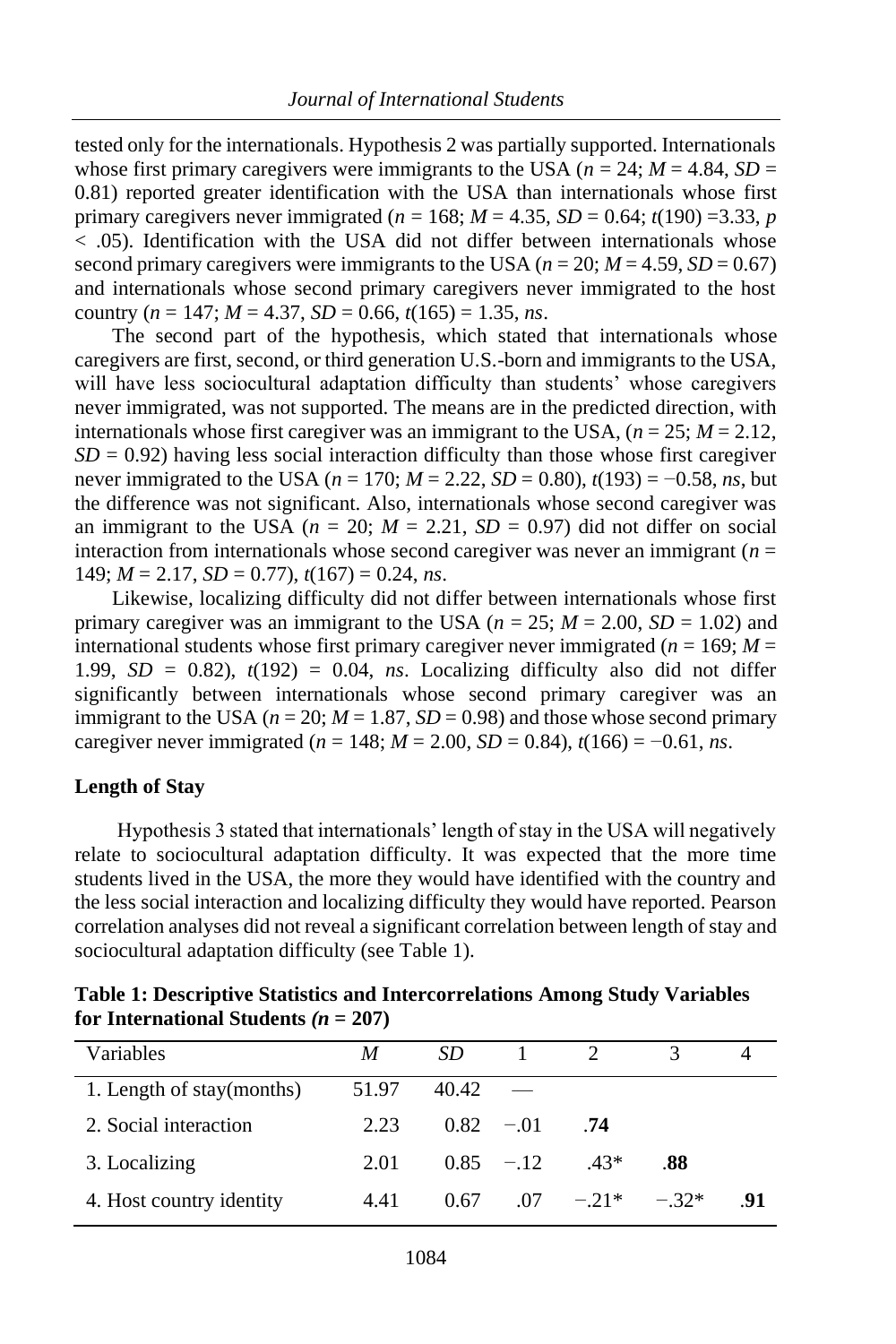tested only for the internationals. Hypothesis 2 was partially supported. Internationals whose first primary caregivers were immigrants to the USA ($n = 24$; $M = 4.84$, $SD = 0.81$) reported greater identification with the USA than internationals whose first primary caregivers never immigrated ($n = 168$; $M = 4.35$, $SD = 0.64$; $t(190) = 3.33$, $p < .05$). Identification with the USA did not differ between internationals whose second primary caregivers were immigrants to the USA ($n = 20$; $M = 4.59$, $SD = 0.67$) and internationals whose second primary caregivers never immigrated to the host country ($n = 147$; $M = 4.37$, $SD = 0.66$, $t(165) = 1.35$, *ns*.

The second part of the hypothesis, which stated that internationals whose caregivers are first, second, or third generation U.S.-born and immigrants to the USA, will have less sociocultural adaptation difficulty than students' whose caregivers never immigrated, was not supported. The means are in the predicted direction, with internationals whose first caregiver was an immigrant to the USA, ($n = 25$; $M = 2.12$, $SD = 0.92$) having less social interaction difficulty than those whose first caregiver never immigrated to the USA ($n = 170$; $M = 2.22$, $SD = 0.80$), $t(193) = -0.58$, *ns*, but the difference was not significant. Also, internationals whose second caregiver was an immigrant to the USA ($n = 20$; $M = 2.21$, $SD = 0.97$) did not differ on social interaction from internationals whose second caregiver was never an immigrant ($n = 149$; $M = 2.17$, $SD = 0.77$), $t(167) = 0.24$, *ns*.

Likewise, localizing difficulty did not differ between internationals whose first primary caregiver was an immigrant to the USA ($n = 25$; $M = 2.00$, $SD = 1.02$) and international students whose first primary caregiver never immigrated ($n = 169$; $M = 1.99$, $SD = 0.82$), $t(192) = 0.04$, *ns*. Localizing difficulty also did not differ significantly between internationals whose second primary caregiver was an immigrant to the USA ($n = 20$; $M = 1.87$, $SD = 0.98$) and those whose second primary caregiver never immigrated ($n = 148$; $M = 2.00$, $SD = 0.84$), $t(166) = -0.61$, *ns*.

**Length of Stay**

Hypothesis 3 stated that internationals' length of stay in the USA will negatively relate to sociocultural adaptation difficulty. It was expected that the more time students lived in the USA, the more they would have identified with the country and the less social interaction and localizing difficulty they would have reported. Pearson correlation analyses did not reveal a significant correlation between length of stay and sociocultural adaptation difficulty (see Table 1).

**Table 1: Descriptive Statistics and Intercorrelations Among Study Variables for International Students ($n = 207$)**

| Variables | *M* | *SD* | 1 | 2 | 3 | 4 |
|---|---|---|---|---|---|---|
| 1. Length of stay(months) | 51.97 | 40.42 | — | | | |
| 2. Social interaction | 2.23 | 0.82 | −.01 | **.74** | | |
| 3. Localizing | 2.01 | 0.85 | −.12 | .43* | **.88** | |
| 4. Host country identity | 4.41 | 0.67 | .07 | −.21* | −.32* | **.91** |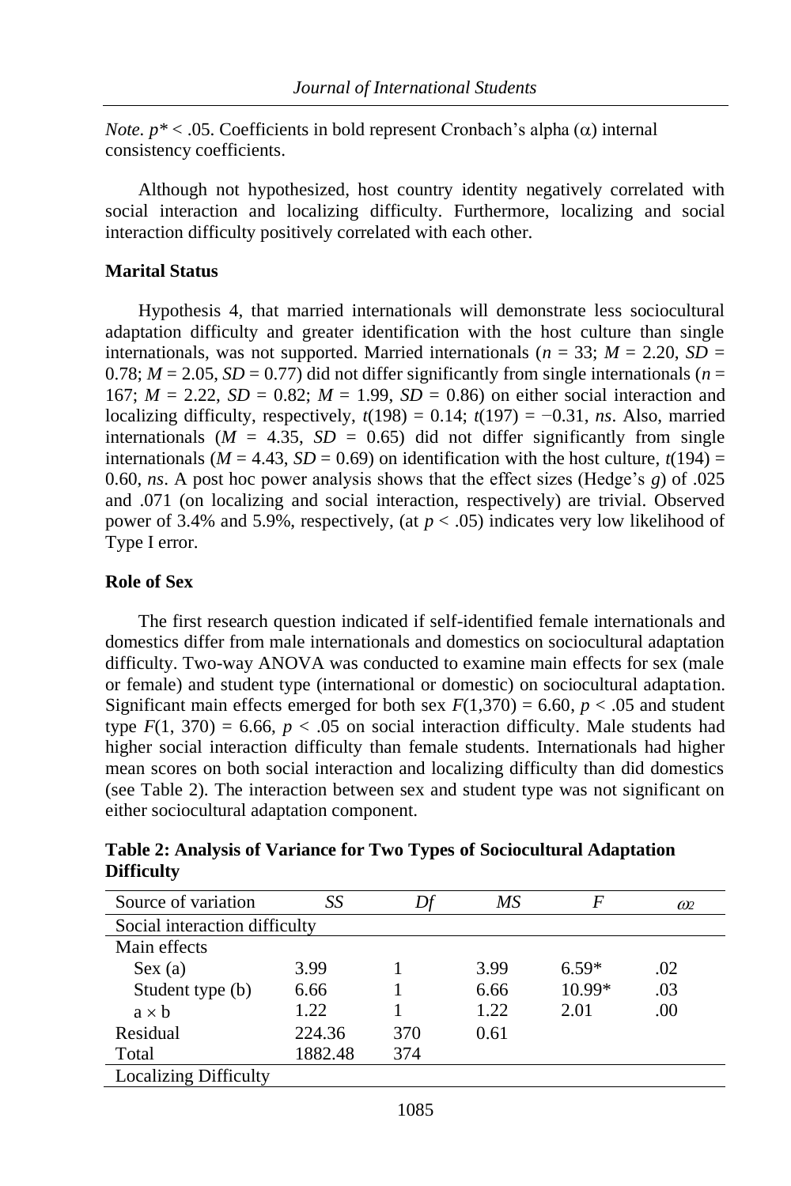*Note*. $p^* < .05$. Coefficients in bold represent Cronbach's alpha ($\alpha$) internal consistency coefficients.

Although not hypothesized, host country identity negatively correlated with social interaction and localizing difficulty. Furthermore, localizing and social interaction difficulty positively correlated with each other.

### Marital Status

Hypothesis 4, that married internationals will demonstrate less sociocultural adaptation difficulty and greater identification with the host culture than single internationals, was not supported. Married internationals ($n = 33$; $M = 2.20$, $SD = 0.78$; $M = 2.05$, $SD = 0.77$) did not differ significantly from single internationals ($n = 167$; $M = 2.22$, $SD = 0.82$; $M = 1.99$, $SD = 0.86$) on either social interaction and localizing difficulty, respectively, $t(198) = 0.14$; $t(197) = -0.31$, *ns*. Also, married internationals ($M = 4.35$, $SD = 0.65$) did not differ significantly from single internationals ($M = 4.43$, $SD = 0.69$) on identification with the host culture, $t(194) = 0.60$, *ns*. A post hoc power analysis shows that the effect sizes (Hedge's $g$) of .025 and .071 (on localizing and social interaction, respectively) are trivial. Observed power of 3.4% and 5.9%, respectively, (at $p < .05$) indicates very low likelihood of Type I error.

### Role of Sex

The first research question indicated if self-identified female internationals and domestics differ from male internationals and domestics on sociocultural adaptation difficulty. Two-way ANOVA was conducted to examine main effects for sex (male or female) and student type (international or domestic) on sociocultural adaptation. Significant main effects emerged for both sex $F(1,370) = 6.60$, $p < .05$ and student type $F(1, 370) = 6.66$, $p < .05$ on social interaction difficulty. Male students had higher social interaction difficulty than female students. Internationals had higher mean scores on both social interaction and localizing difficulty than did domestics (see Table 2). The interaction between sex and student type was not significant on either sociocultural adaptation component.

**Table 2: Analysis of Variance for Two Types of Sociocultural Adaptation Difficulty**

| Source of variation | *SS* | *Df* | *MS* | *F* | $\omega^2$ |
|---|---|---|---|---|---|
| Social interaction difficulty | | | | | |
| Main effects | | | | | |
| Sex (a) | 3.99 | 1 | 3.99 | 6.59* | .02 |
| Student type (b) | 6.66 | 1 | 6.66 | 10.99* | .03 |
| a × b | 1.22 | 1 | 1.22 | 2.01 | .00 |
| Residual | 224.36 | 370 | 0.61 | | |
| Total | 1882.48 | 374 | | | |
| Localizing Difficulty | | | | | |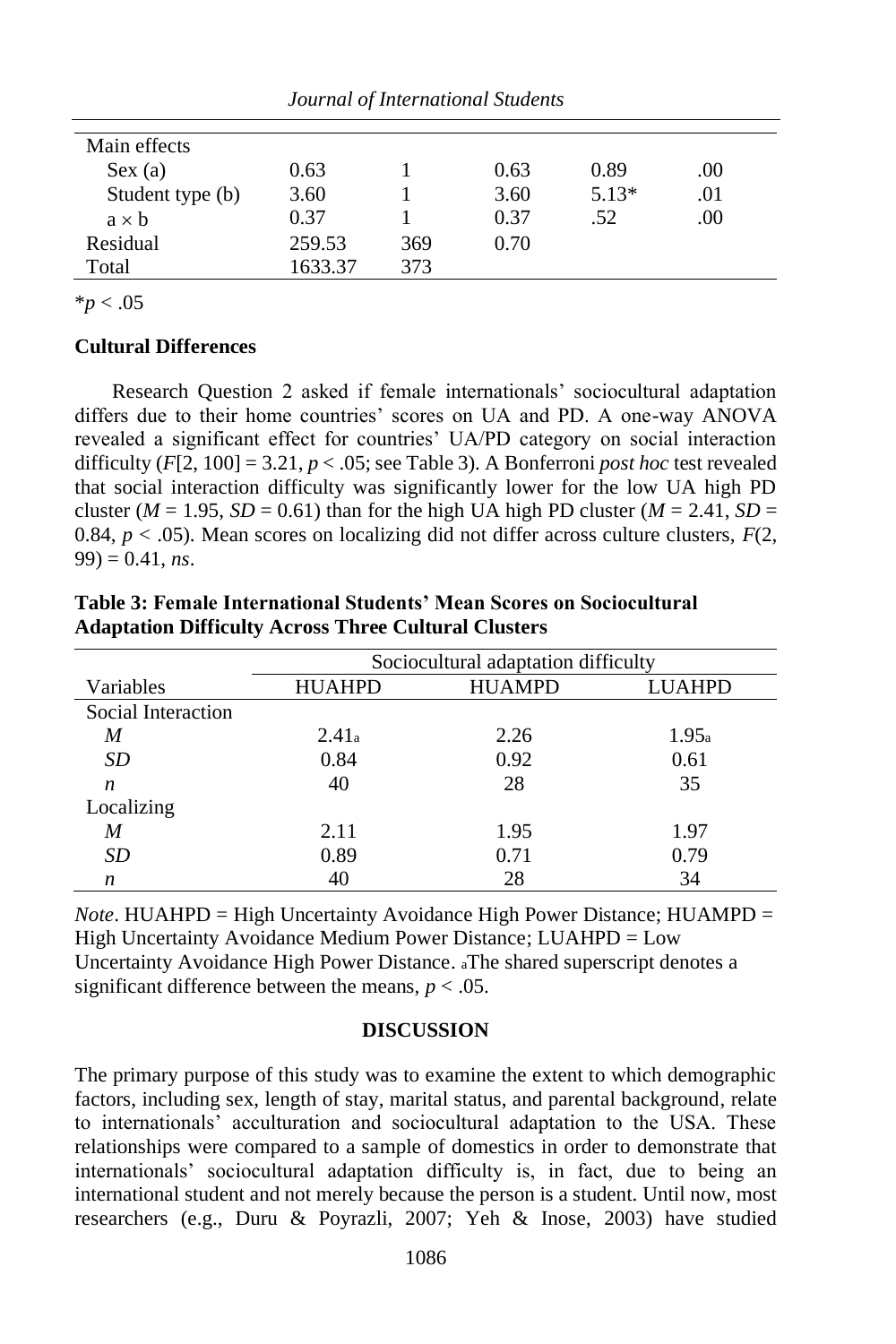| | | | | | |
|---|---|---|---|---|---|
| Main effects | | | | | |
| Sex (a) | 0.63 | 1 | 0.63 | 0.89 | .00 |
| Student type (b) | 3.60 | 1 | 3.60 | 5.13* | .01 |
| a × b | 0.37 | 1 | 0.37 | .52 | .00 |
| Residual | 259.53 | 369 | 0.70 | | |
| Total | 1633.37 | 373 | | | |

*$p < .05$

**Cultural Differences**

Research Question 2 asked if female internationals' sociocultural adaptation differs due to their home countries' scores on UA and PD. A one-way ANOVA revealed a significant effect for countries' UA/PD category on social interaction difficulty ($F[2, 100] = 3.21$, $p < .05$; see Table 3). A Bonferroni *post hoc* test revealed that social interaction difficulty was significantly lower for the low UA high PD cluster ($M = 1.95$, $SD = 0.61$) than for the high UA high PD cluster ($M = 2.41$, $SD = 0.84$, $p < .05$). Mean scores on localizing did not differ across culture clusters, $F(2, 99) = 0.41$, *ns*.

**Table 3: Female International Students' Mean Scores on Sociocultural Adaptation Difficulty Across Three Cultural Clusters**

| | Sociocultural adaptation difficulty | | |
|---|---|---|---|
| Variables | HUAHPD | HUAMPD | LUAHPD |
| Social Interaction | | | |
| *M* | 2.41[a] | 2.26 | 1.95[a] |
| *SD* | 0.84 | 0.92 | 0.61 |
| *n* | 40 | 28 | 35 |
| Localizing | | | |
| *M* | 2.11 | 1.95 | 1.97 |
| *SD* | 0.89 | 0.71 | 0.79 |
| *n* | 40 | 28 | 34 |

*Note*. HUAHPD = High Uncertainty Avoidance High Power Distance; HUAMPD = High Uncertainty Avoidance Medium Power Distance; LUAHPD = Low Uncertainty Avoidance High Power Distance. [a]The shared superscript denotes a significant difference between the means, $p < .05$.

## DISCUSSION

The primary purpose of this study was to examine the extent to which demographic factors, including sex, length of stay, marital status, and parental background, relate to internationals' acculturation and sociocultural adaptation to the USA. These relationships were compared to a sample of domestics in order to demonstrate that internationals' sociocultural adaptation difficulty is, in fact, due to being an international student and not merely because the person is a student. Until now, most researchers (e.g., Duru & Poyrazli, 2007; Yeh & Inose, 2003) have studied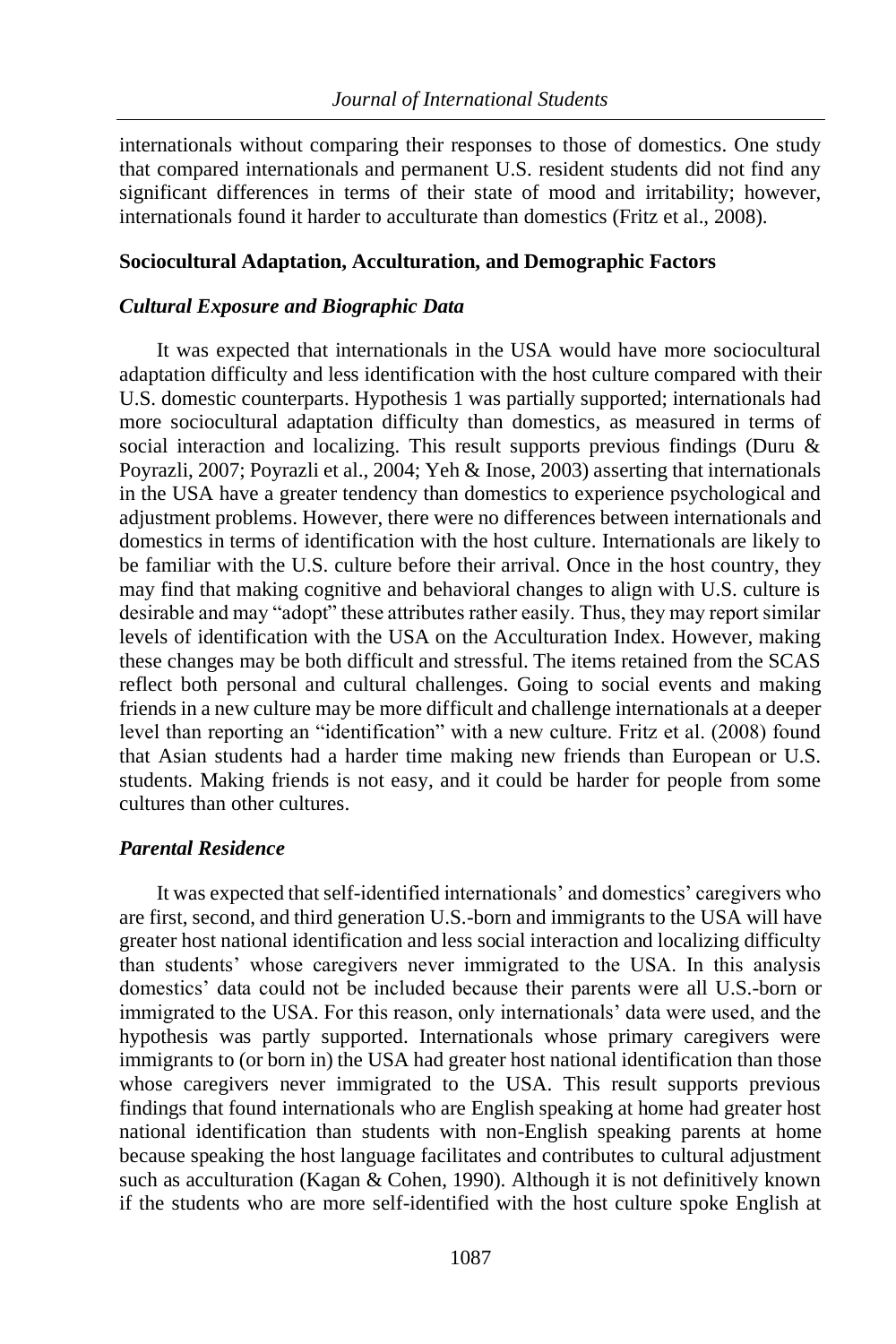internationals without comparing their responses to those of domestics. One study that compared internationals and permanent U.S. resident students did not find any significant differences in terms of their state of mood and irritability; however, internationals found it harder to acculturate than domestics (Fritz et al., 2008).

### Sociocultural Adaptation, Acculturation, and Demographic Factors

#### *Cultural Exposure and Biographic Data*

It was expected that internationals in the USA would have more sociocultural adaptation difficulty and less identification with the host culture compared with their U.S. domestic counterparts. Hypothesis 1 was partially supported; internationals had more sociocultural adaptation difficulty than domestics, as measured in terms of social interaction and localizing. This result supports previous findings (Duru & Poyrazli, 2007; Poyrazli et al., 2004; Yeh & Inose, 2003) asserting that internationals in the USA have a greater tendency than domestics to experience psychological and adjustment problems. However, there were no differences between internationals and domestics in terms of identification with the host culture. Internationals are likely to be familiar with the U.S. culture before their arrival. Once in the host country, they may find that making cognitive and behavioral changes to align with U.S. culture is desirable and may "adopt" these attributes rather easily. Thus, they may report similar levels of identification with the USA on the Acculturation Index. However, making these changes may be both difficult and stressful. The items retained from the SCAS reflect both personal and cultural challenges. Going to social events and making friends in a new culture may be more difficult and challenge internationals at a deeper level than reporting an "identification" with a new culture. Fritz et al. (2008) found that Asian students had a harder time making new friends than European or U.S. students. Making friends is not easy, and it could be harder for people from some cultures than other cultures.

#### *Parental Residence*

It was expected that self-identified internationals' and domestics' caregivers who are first, second, and third generation U.S.-born and immigrants to the USA will have greater host national identification and less social interaction and localizing difficulty than students' whose caregivers never immigrated to the USA. In this analysis domestics' data could not be included because their parents were all U.S.-born or immigrated to the USA. For this reason, only internationals' data were used, and the hypothesis was partly supported. Internationals whose primary caregivers were immigrants to (or born in) the USA had greater host national identification than those whose caregivers never immigrated to the USA. This result supports previous findings that found internationals who are English speaking at home had greater host national identification than students with non-English speaking parents at home because speaking the host language facilitates and contributes to cultural adjustment such as acculturation (Kagan & Cohen, 1990). Although it is not definitively known if the students who are more self-identified with the host culture spoke English at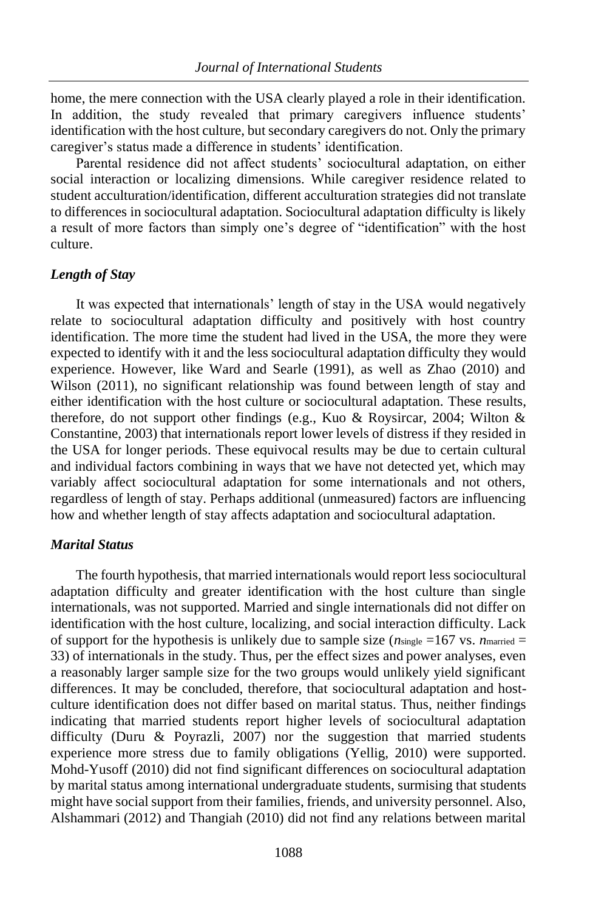home, the mere connection with the USA clearly played a role in their identification. In addition, the study revealed that primary caregivers influence students' identification with the host culture, but secondary caregivers do not. Only the primary caregiver's status made a difference in students' identification.

Parental residence did not affect students' sociocultural adaptation, on either social interaction or localizing dimensions. While caregiver residence related to student acculturation/identification, different acculturation strategies did not translate to differences in sociocultural adaptation. Sociocultural adaptation difficulty is likely a result of more factors than simply one's degree of "identification" with the host culture.

### *Length of Stay*

It was expected that internationals' length of stay in the USA would negatively relate to sociocultural adaptation difficulty and positively with host country identification. The more time the student had lived in the USA, the more they were expected to identify with it and the less sociocultural adaptation difficulty they would experience. However, like Ward and Searle (1991), as well as Zhao (2010) and Wilson (2011), no significant relationship was found between length of stay and either identification with the host culture or sociocultural adaptation. These results, therefore, do not support other findings (e.g., Kuo & Roysircar, 2004; Wilton & Constantine, 2003) that internationals report lower levels of distress if they resided in the USA for longer periods. These equivocal results may be due to certain cultural and individual factors combining in ways that we have not detected yet, which may variably affect sociocultural adaptation for some internationals and not others, regardless of length of stay. Perhaps additional (unmeasured) factors are influencing how and whether length of stay affects adaptation and sociocultural adaptation.

### *Marital Status*

The fourth hypothesis, that married internationals would report less sociocultural adaptation difficulty and greater identification with the host culture than single internationals, was not supported. Married and single internationals did not differ on identification with the host culture, localizing, and social interaction difficulty. Lack of support for the hypothesis is unlikely due to sample size ($n_{\text{single}} = 167$ vs. $n_{\text{married}} = 33$) of internationals in the study. Thus, per the effect sizes and power analyses, even a reasonably larger sample size for the two groups would unlikely yield significant differences. It may be concluded, therefore, that sociocultural adaptation and host-culture identification does not differ based on marital status. Thus, neither findings indicating that married students report higher levels of sociocultural adaptation difficulty (Duru & Poyrazli, 2007) nor the suggestion that married students experience more stress due to family obligations (Yellig, 2010) were supported. Mohd-Yusoff (2010) did not find significant differences on sociocultural adaptation by marital status among international undergraduate students, surmising that students might have social support from their families, friends, and university personnel. Also, Alshammari (2012) and Thangiah (2010) did not find any relations between marital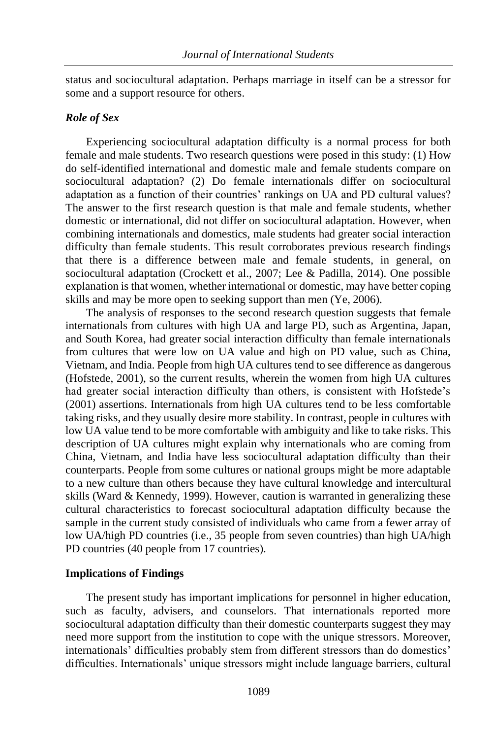status and sociocultural adaptation. Perhaps marriage in itself can be a stressor for some and a support resource for others.

### *Role of Sex*

Experiencing sociocultural adaptation difficulty is a normal process for both female and male students. Two research questions were posed in this study: (1) How do self-identified international and domestic male and female students compare on sociocultural adaptation? (2) Do female internationals differ on sociocultural adaptation as a function of their countries' rankings on UA and PD cultural values? The answer to the first research question is that male and female students, whether domestic or international, did not differ on sociocultural adaptation. However, when combining internationals and domestics, male students had greater social interaction difficulty than female students. This result corroborates previous research findings that there is a difference between male and female students, in general, on sociocultural adaptation (Crockett et al., 2007; Lee & Padilla, 2014). One possible explanation is that women, whether international or domestic, may have better coping skills and may be more open to seeking support than men (Ye, 2006).

The analysis of responses to the second research question suggests that female internationals from cultures with high UA and large PD, such as Argentina, Japan, and South Korea, had greater social interaction difficulty than female internationals from cultures that were low on UA value and high on PD value, such as China, Vietnam, and India. People from high UA cultures tend to see difference as dangerous (Hofstede, 2001), so the current results, wherein the women from high UA cultures had greater social interaction difficulty than others, is consistent with Hofstede's (2001) assertions. Internationals from high UA cultures tend to be less comfortable taking risks, and they usually desire more stability. In contrast, people in cultures with low UA value tend to be more comfortable with ambiguity and like to take risks. This description of UA cultures might explain why internationals who are coming from China, Vietnam, and India have less sociocultural adaptation difficulty than their counterparts. People from some cultures or national groups might be more adaptable to a new culture than others because they have cultural knowledge and intercultural skills (Ward & Kennedy, 1999). However, caution is warranted in generalizing these cultural characteristics to forecast sociocultural adaptation difficulty because the sample in the current study consisted of individuals who came from a fewer array of low UA/high PD countries (i.e., 35 people from seven countries) than high UA/high PD countries (40 people from 17 countries).

## Implications of Findings

The present study has important implications for personnel in higher education, such as faculty, advisers, and counselors. That internationals reported more sociocultural adaptation difficulty than their domestic counterparts suggest they may need more support from the institution to cope with the unique stressors. Moreover, internationals' difficulties probably stem from different stressors than do domestics' difficulties. Internationals' unique stressors might include language barriers, cultural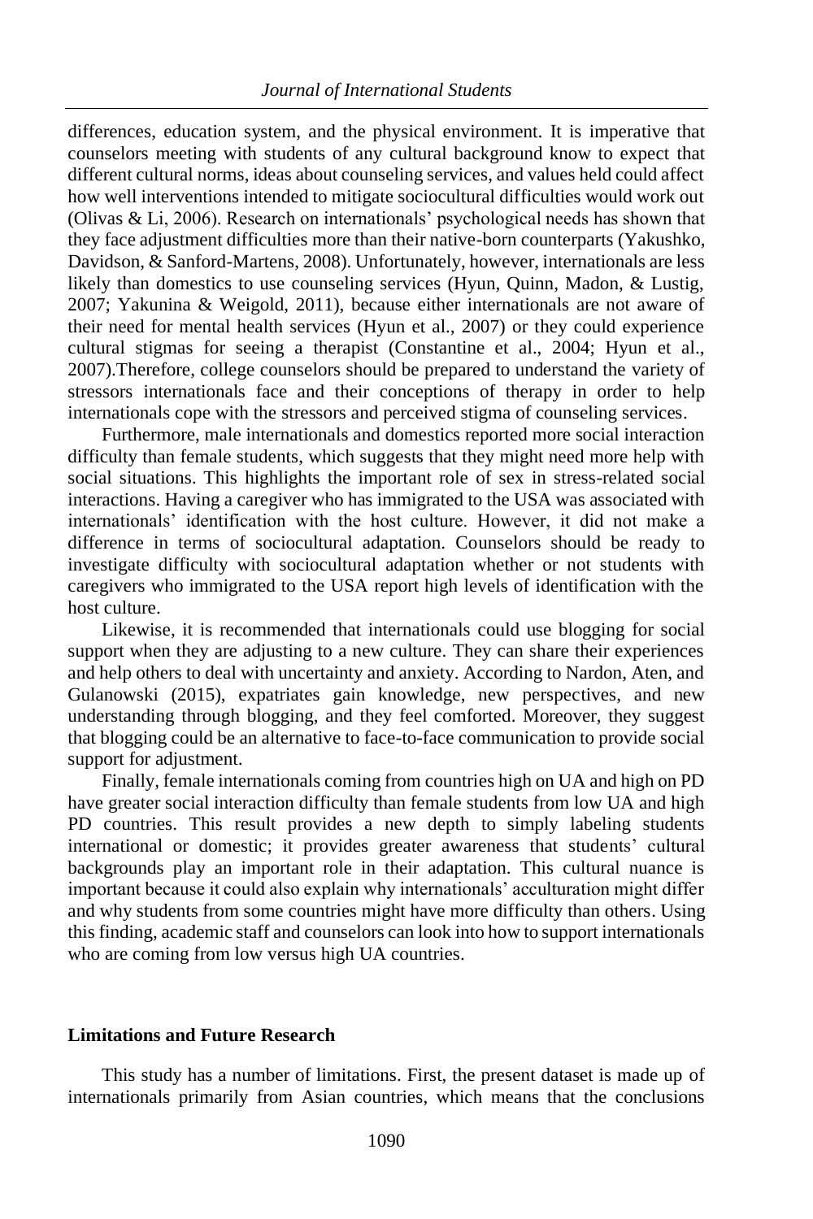differences, education system, and the physical environment. It is imperative that counselors meeting with students of any cultural background know to expect that different cultural norms, ideas about counseling services, and values held could affect how well interventions intended to mitigate sociocultural difficulties would work out (Olivas & Li, 2006). Research on internationals' psychological needs has shown that they face adjustment difficulties more than their native-born counterparts (Yakushko, Davidson, & Sanford-Martens, 2008). Unfortunately, however, internationals are less likely than domestics to use counseling services (Hyun, Quinn, Madon, & Lustig, 2007; Yakunina & Weigold, 2011), because either internationals are not aware of their need for mental health services (Hyun et al., 2007) or they could experience cultural stigmas for seeing a therapist (Constantine et al., 2004; Hyun et al., 2007).Therefore, college counselors should be prepared to understand the variety of stressors internationals face and their conceptions of therapy in order to help internationals cope with the stressors and perceived stigma of counseling services.

Furthermore, male internationals and domestics reported more social interaction difficulty than female students, which suggests that they might need more help with social situations. This highlights the important role of sex in stress-related social interactions. Having a caregiver who has immigrated to the USA was associated with internationals' identification with the host culture. However, it did not make a difference in terms of sociocultural adaptation. Counselors should be ready to investigate difficulty with sociocultural adaptation whether or not students with caregivers who immigrated to the USA report high levels of identification with the host culture.

Likewise, it is recommended that internationals could use blogging for social support when they are adjusting to a new culture. They can share their experiences and help others to deal with uncertainty and anxiety. According to Nardon, Aten, and Gulanowski (2015), expatriates gain knowledge, new perspectives, and new understanding through blogging, and they feel comforted. Moreover, they suggest that blogging could be an alternative to face-to-face communication to provide social support for adjustment.

Finally, female internationals coming from countries high on UA and high on PD have greater social interaction difficulty than female students from low UA and high PD countries. This result provides a new depth to simply labeling students international or domestic; it provides greater awareness that students' cultural backgrounds play an important role in their adaptation. This cultural nuance is important because it could also explain why internationals' acculturation might differ and why students from some countries might have more difficulty than others. Using this finding, academic staff and counselors can look into how to support internationals who are coming from low versus high UA countries.

## Limitations and Future Research

This study has a number of limitations. First, the present dataset is made up of internationals primarily from Asian countries, which means that the conclusions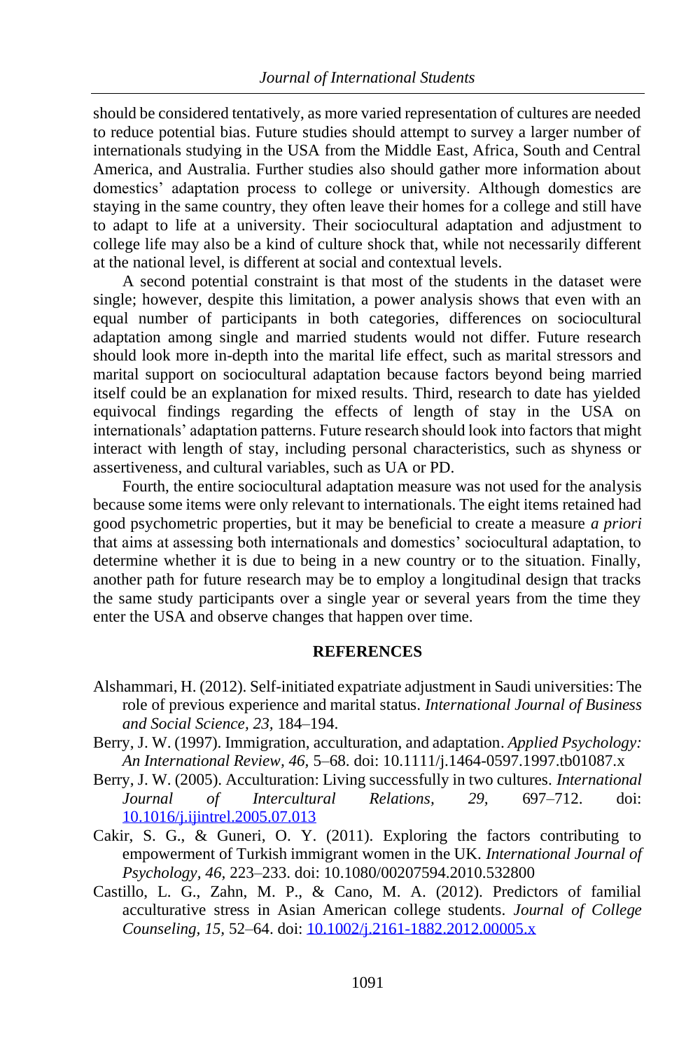should be considered tentatively, as more varied representation of cultures are needed to reduce potential bias. Future studies should attempt to survey a larger number of internationals studying in the USA from the Middle East, Africa, South and Central America, and Australia. Further studies also should gather more information about domestics' adaptation process to college or university. Although domestics are staying in the same country, they often leave their homes for a college and still have to adapt to life at a university. Their sociocultural adaptation and adjustment to college life may also be a kind of culture shock that, while not necessarily different at the national level, is different at social and contextual levels.

A second potential constraint is that most of the students in the dataset were single; however, despite this limitation, a power analysis shows that even with an equal number of participants in both categories, differences on sociocultural adaptation among single and married students would not differ. Future research should look more in-depth into the marital life effect, such as marital stressors and marital support on sociocultural adaptation because factors beyond being married itself could be an explanation for mixed results. Third, research to date has yielded equivocal findings regarding the effects of length of stay in the USA on internationals' adaptation patterns. Future research should look into factors that might interact with length of stay, including personal characteristics, such as shyness or assertiveness, and cultural variables, such as UA or PD.

Fourth, the entire sociocultural adaptation measure was not used for the analysis because some items were only relevant to internationals. The eight items retained had good psychometric properties, but it may be beneficial to create a measure *a priori* that aims at assessing both internationals and domestics' sociocultural adaptation, to determine whether it is due to being in a new country or to the situation. Finally, another path for future research may be to employ a longitudinal design that tracks the same study participants over a single year or several years from the time they enter the USA and observe changes that happen over time.

## REFERENCES

Alshammari, H. (2012). Self-initiated expatriate adjustment in Saudi universities: The role of previous experience and marital status. *International Journal of Business and Social Science, 23,* 184–194.

Berry, J. W. (1997). Immigration, acculturation, and adaptation. *Applied Psychology: An International Review*, *46,* 5–68. doi: 10.1111/j.1464-0597.1997.tb01087.x

Berry, J. W. (2005). Acculturation: Living successfully in two cultures. *International Journal of Intercultural Relations, 29,* 697–712. doi: 10.1016/j.ijintrel.2005.07.013

Cakir, S. G., & Guneri, O. Y. (2011). Exploring the factors contributing to empowerment of Turkish immigrant women in the UK. *International Journal of Psychology, 46*, 223–233. doi: 10.1080/00207594.2010.532800

Castillo, L. G., Zahn, M. P., & Cano, M. A. (2012). Predictors of familial acculturative stress in Asian American college students. *Journal of College Counseling, 15,* 52–64. doi: 10.1002/j.2161-1882.2012.00005.x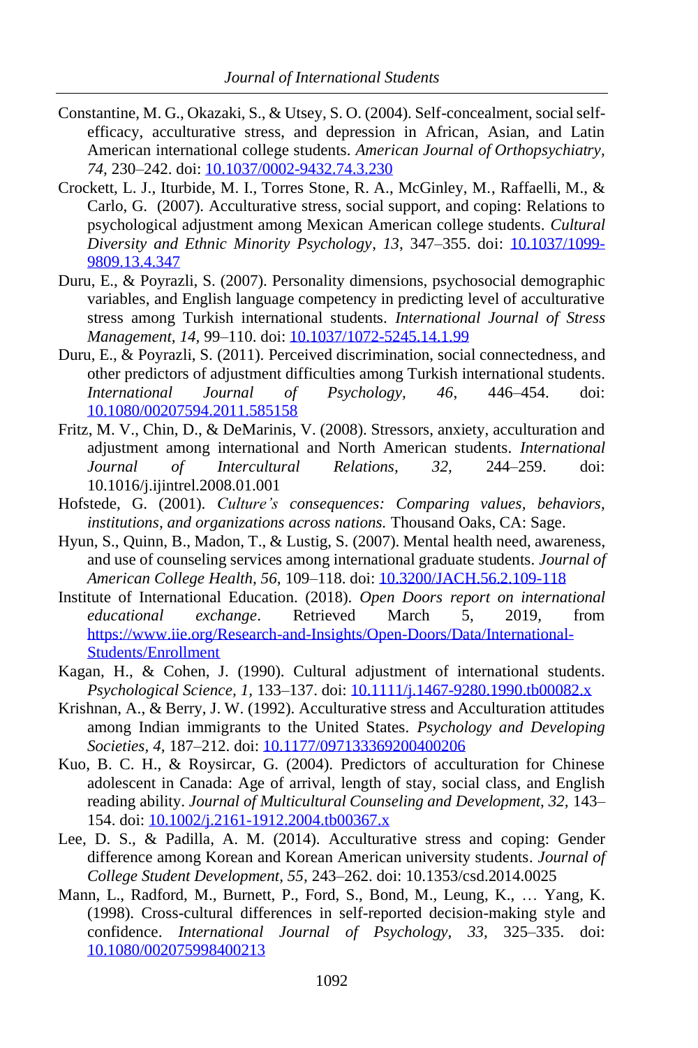Constantine, M. G., Okazaki, S., & Utsey, S. O. (2004). Self-concealment, social self-efficacy, acculturative stress, and depression in African, Asian, and Latin American international college students. *American Journal of Orthopsychiatry, 74,* 230–242. doi: 10.1037/0002-9432.74.3.230

Crockett, L. J., Iturbide, M. I., Torres Stone, R. A., McGinley, M., Raffaelli, M., & Carlo, G. (2007). Acculturative stress, social support, and coping: Relations to psychological adjustment among Mexican American college students. *Cultural Diversity and Ethnic Minority Psychology*, *13*, 347–355. doi: 10.1037/1099-9809.13.4.347

Duru, E., & Poyrazli, S. (2007). Personality dimensions, psychosocial demographic variables, and English language competency in predicting level of acculturative stress among Turkish international students. *International Journal of Stress Management*, *14*, 99–110. doi: 10.1037/1072-5245.14.1.99

Duru, E., & Poyrazli, S. (2011). Perceived discrimination, social connectedness, and other predictors of adjustment difficulties among Turkish international students. *International Journal of Psychology*, *46*, 446–454. doi: 10.1080/00207594.2011.585158

Fritz, M. V., Chin, D., & DeMarinis, V. (2008). Stressors, anxiety, acculturation and adjustment among international and North American students. *International Journal of Intercultural Relations*, *32,* 244–259. doi: 10.1016/j.ijintrel.2008.01.001

Hofstede, G. (2001). *Culture's consequences: Comparing values, behaviors, institutions, and organizations across nations.* Thousand Oaks, CA: Sage.

Hyun, S., Quinn, B., Madon, T., & Lustig, S. (2007). Mental health need, awareness, and use of counseling services among international graduate students. *Journal of American College Health, 56,* 109–118. doi: 10.3200/JACH.56.2.109-118

Institute of International Education. (2018). *Open Doors report on international educational exchange*. Retrieved March 5, 2019, from https://www.iie.org/Research-and-Insights/Open-Doors/Data/International-Students/Enrollment

Kagan, H., & Cohen, J. (1990). Cultural adjustment of international students. *Psychological Science, 1,* 133–137. doi: 10.1111/j.1467-9280.1990.tb00082.x

Krishnan, A., & Berry, J. W. (1992). Acculturative stress and Acculturation attitudes among Indian immigrants to the United States. *Psychology and Developing Societies, 4,* 187–212. doi: 10.1177/097133369200400206

Kuo, B. C. H., & Roysircar, G. (2004). Predictors of acculturation for Chinese adolescent in Canada: Age of arrival, length of stay, social class, and English reading ability. *Journal of Multicultural Counseling and Development, 32,* 143–154. doi: 10.1002/j.2161-1912.2004.tb00367.x

Lee, D. S., & Padilla, A. M. (2014). Acculturative stress and coping: Gender difference among Korean and Korean American university students. *Journal of College Student Development, 55,* 243–262. doi: 10.1353/csd.2014.0025

Mann, L., Radford, M., Burnett, P., Ford, S., Bond, M., Leung, K., … Yang, K. (1998). Cross-cultural differences in self-reported decision-making style and confidence. *International Journal of Psychology, 33,* 325–335. doi: 10.1080/002075998400213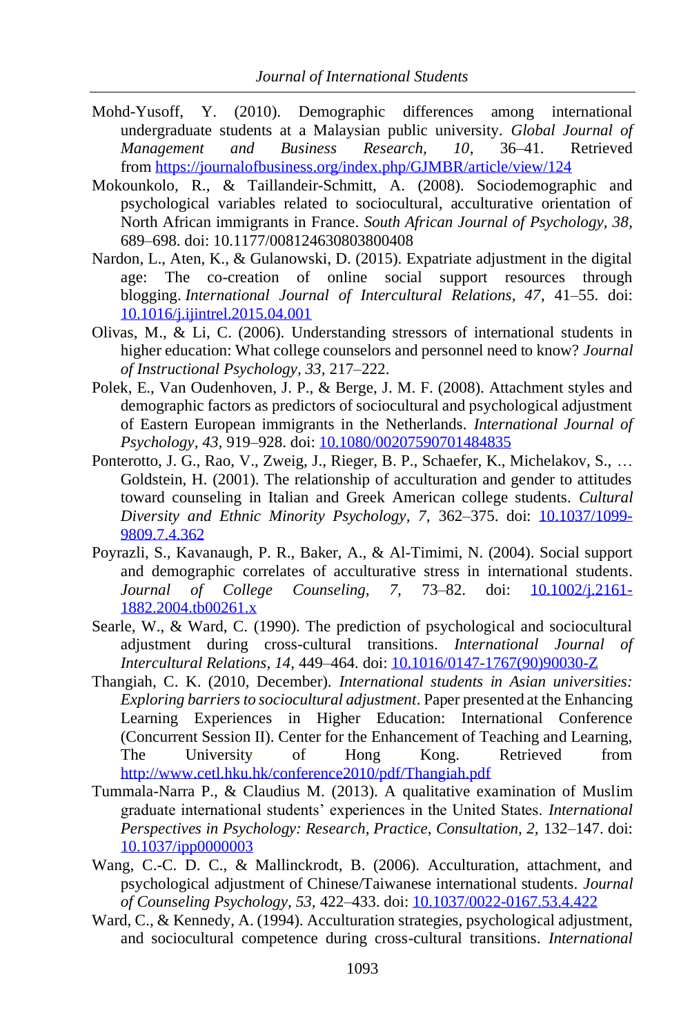Mohd-Yusoff, Y. (2010). Demographic differences among international undergraduate students at a Malaysian public university. *Global Journal of Management and Business Research, 10*, 36–41. Retrieved from https://journalofbusiness.org/index.php/GJMBR/article/view/124

Mokounkolo, R., & Taillandeir-Schmitt, A. (2008). Sociodemographic and psychological variables related to sociocultural, acculturative orientation of North African immigrants in France. *South African Journal of Psychology, 38*, 689–698. doi: 10.1177/008124630803800408

Nardon, L., Aten, K., & Gulanowski, D. (2015). Expatriate adjustment in the digital age: The co-creation of online social support resources through blogging. *International Journal of Intercultural Relations*, *47*, 41–55. doi: 10.1016/j.ijintrel.2015.04.001

Olivas, M., & Li, C. (2006). Understanding stressors of international students in higher education: What college counselors and personnel need to know? *Journal of Instructional Psychology*, *33*, 217–222.

Polek, E., Van Oudenhoven, J. P., & Berge, J. M. F. (2008). Attachment styles and demographic factors as predictors of sociocultural and psychological adjustment of Eastern European immigrants in the Netherlands. *International Journal of Psychology, 43,* 919–928. doi: 10.1080/00207590701484835

Ponterotto, J. G., Rao, V., Zweig, J., Rieger, B. P., Schaefer, K., Michelakov, S., … Goldstein, H. (2001). The relationship of acculturation and gender to attitudes toward counseling in Italian and Greek American college students. *Cultural Diversity and Ethnic Minority Psychology*, *7,* 362–375. doi: 10.1037/1099-9809.7.4.362

Poyrazli, S., Kavanaugh, P. R., Baker, A., & Al-Timimi, N. (2004). Social support and demographic correlates of acculturative stress in international students. *Journal of College Counseling, 7,* 73–82. doi: 10.1002/j.2161-1882.2004.tb00261.x

Searle, W., & Ward, C. (1990). The prediction of psychological and sociocultural adjustment during cross-cultural transitions. *International Journal of Intercultural Relations*, *14,* 449–464. doi: 10.1016/0147-1767(90)90030-Z

Thangiah, C. K. (2010, December). *International students in Asian universities: Exploring barriers to sociocultural adjustment*. Paper presented at the Enhancing Learning Experiences in Higher Education: International Conference (Concurrent Session II). Center for the Enhancement of Teaching and Learning, The University of Hong Kong. Retrieved from http://www.cetl.hku.hk/conference2010/pdf/Thangiah.pdf

Tummala-Narra P., & Claudius M. (2013). A qualitative examination of Muslim graduate international students' experiences in the United States. *International Perspectives in Psychology: Research, Practice, Consultation, 2,* 132–147. doi: 10.1037/ipp0000003

Wang, C.-C. D. C., & Mallinckrodt, B. (2006). Acculturation, attachment, and psychological adjustment of Chinese/Taiwanese international students. *Journal of Counseling Psychology*, *53,* 422–433. doi: 10.1037/0022-0167.53.4.422

Ward, C., & Kennedy, A. (1994). Acculturation strategies, psychological adjustment, and sociocultural competence during cross-cultural transitions. *International*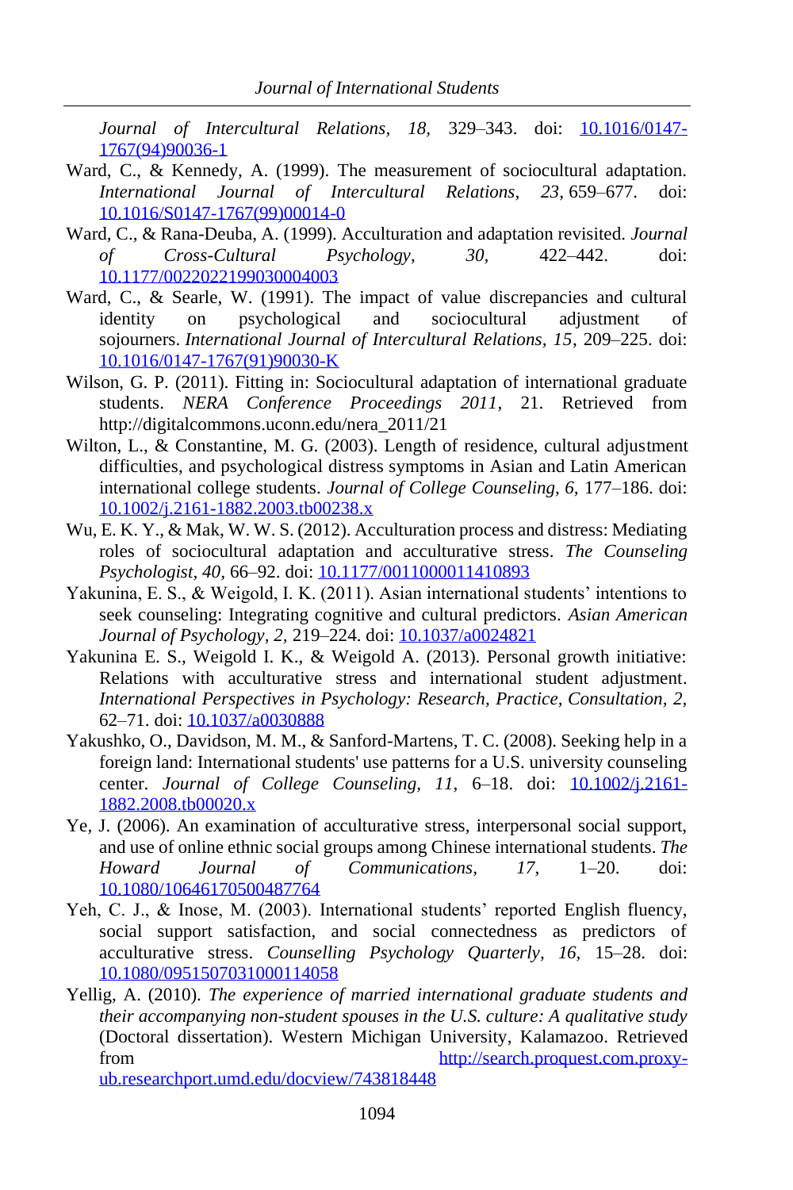*Journal of Intercultural Relations, 18,* 329–343. doi: 10.1016/0147-1767(94)90036-1

Ward, C., & Kennedy, A. (1999). The measurement of sociocultural adaptation. *International Journal of Intercultural Relations, 23,* 659–677. doi: 10.1016/S0147-1767(99)00014-0

Ward, C., & Rana-Deuba, A. (1999). Acculturation and adaptation revisited. *Journal of Cross-Cultural Psychology, 30,* 422–442. doi: 10.1177/0022022199030004003

Ward, C., & Searle, W. (1991). The impact of value discrepancies and cultural identity on psychological and sociocultural adjustment of sojourners. *International Journal of Intercultural Relations, 15*, 209–225. doi: 10.1016/0147-1767(91)90030-K

Wilson, G. P. (2011). Fitting in: Sociocultural adaptation of international graduate students. *NERA Conference Proceedings 2011*, 21. Retrieved from http://digitalcommons.uconn.edu/nera_2011/21

Wilton, L., & Constantine, M. G. (2003). Length of residence, cultural adjustment difficulties, and psychological distress symptoms in Asian and Latin American international college students. *Journal of College Counseling, 6,* 177–186. doi: 10.1002/j.2161-1882.2003.tb00238.x

Wu, E. K. Y., & Mak, W. W. S. (2012). Acculturation process and distress: Mediating roles of sociocultural adaptation and acculturative stress. *The Counseling Psychologist, 40,* 66–92. doi: 10.1177/0011000011410893

Yakunina, E. S., & Weigold, I. K. (2011). Asian international students' intentions to seek counseling: Integrating cognitive and cultural predictors. *Asian American Journal of Psychology, 2,* 219–224. doi: 10.1037/a0024821

Yakunina E. S., Weigold I. K., & Weigold A. (2013). Personal growth initiative: Relations with acculturative stress and international student adjustment. *International Perspectives in Psychology: Research, Practice, Consultation, 2,* 62–71. doi: 10.1037/a0030888

Yakushko, O., Davidson, M. M., & Sanford-Martens, T. C. (2008). Seeking help in a foreign land: International students' use patterns for a U.S. university counseling center. *Journal of College Counseling, 11,* 6–18. doi: 10.1002/j.2161-1882.2008.tb00020.x

Ye, J. (2006). An examination of acculturative stress, interpersonal social support, and use of online ethnic social groups among Chinese international students. *The Howard Journal of Communications, 17,* 1–20. doi: 10.1080/10646170500487764

Yeh, C. J., & Inose, M. (2003). International students' reported English fluency, social support satisfaction, and social connectedness as predictors of acculturative stress. *Counselling Psychology Quarterly, 16*, 15–28. doi: 10.1080/0951507031000114058

Yellig, A. (2010). *The experience of married international graduate students and their accompanying non-student spouses in the U.S. culture: A qualitative study* (Doctoral dissertation). Western Michigan University, Kalamazoo. Retrieved from http://search.proquest.com.proxy-ub.researchport.umd.edu/docview/743818448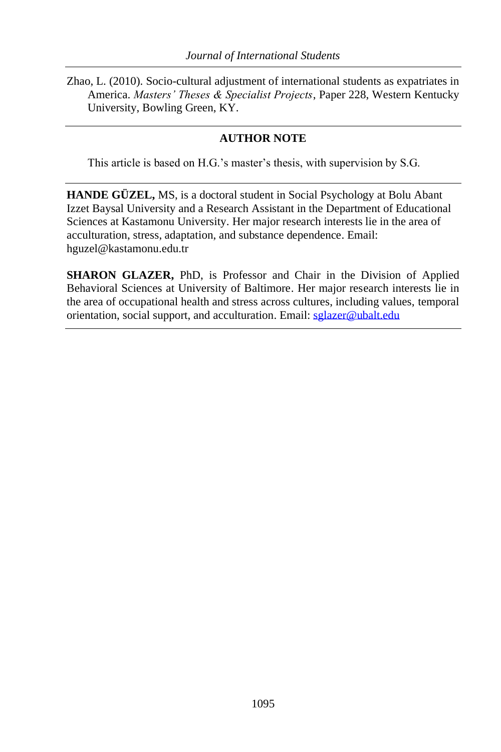Zhao, L. (2010). Socio-cultural adjustment of international students as expatriates in America. *Masters' Theses & Specialist Projects*, Paper 228, Western Kentucky University, Bowling Green, KY.

## AUTHOR NOTE

This article is based on H.G.'s master's thesis, with supervision by S.G.

**HANDE GÜZEL,** MS, is a doctoral student in Social Psychology at Bolu Abant Izzet Baysal University and a Research Assistant in the Department of Educational Sciences at Kastamonu University. Her major research interests lie in the area of acculturation, stress, adaptation, and substance dependence. Email: hguzel@kastamonu.edu.tr

**SHARON GLAZER,** PhD, is Professor and Chair in the Division of Applied Behavioral Sciences at University of Baltimore. Her major research interests lie in the area of occupational health and stress across cultures, including values, temporal orientation, social support, and acculturation. Email: sglazer@ubalt.edu